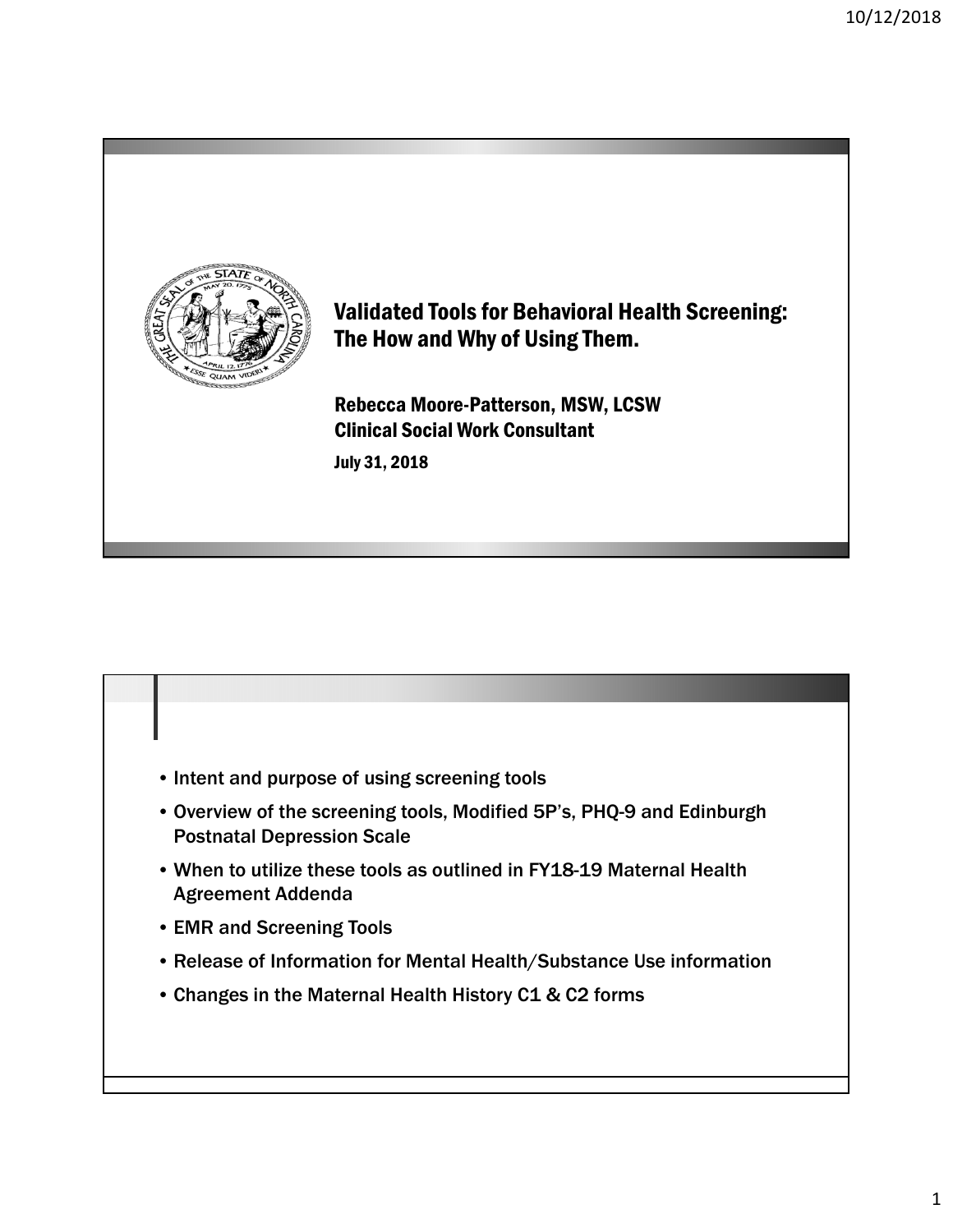# Validated Tools for Behavioral Health Screening: The How and Why of Using Them.

**Rebecca Moore-Patterson, MSW, LCSW**
**Clinical Social Work Consultant**

**July 31, 2018**

- Intent and purpose of using screening tools
- Overview of the screening tools, Modified 5P's, PHQ-9 and Edinburgh Postnatal Depression Scale
- When to utilize these tools as outlined in FY18-19 Maternal Health Agreement Addenda
- EMR and Screening Tools
- Release of Information for Mental Health/Substance Use information
- Changes in the Maternal Health History C1 & C2 forms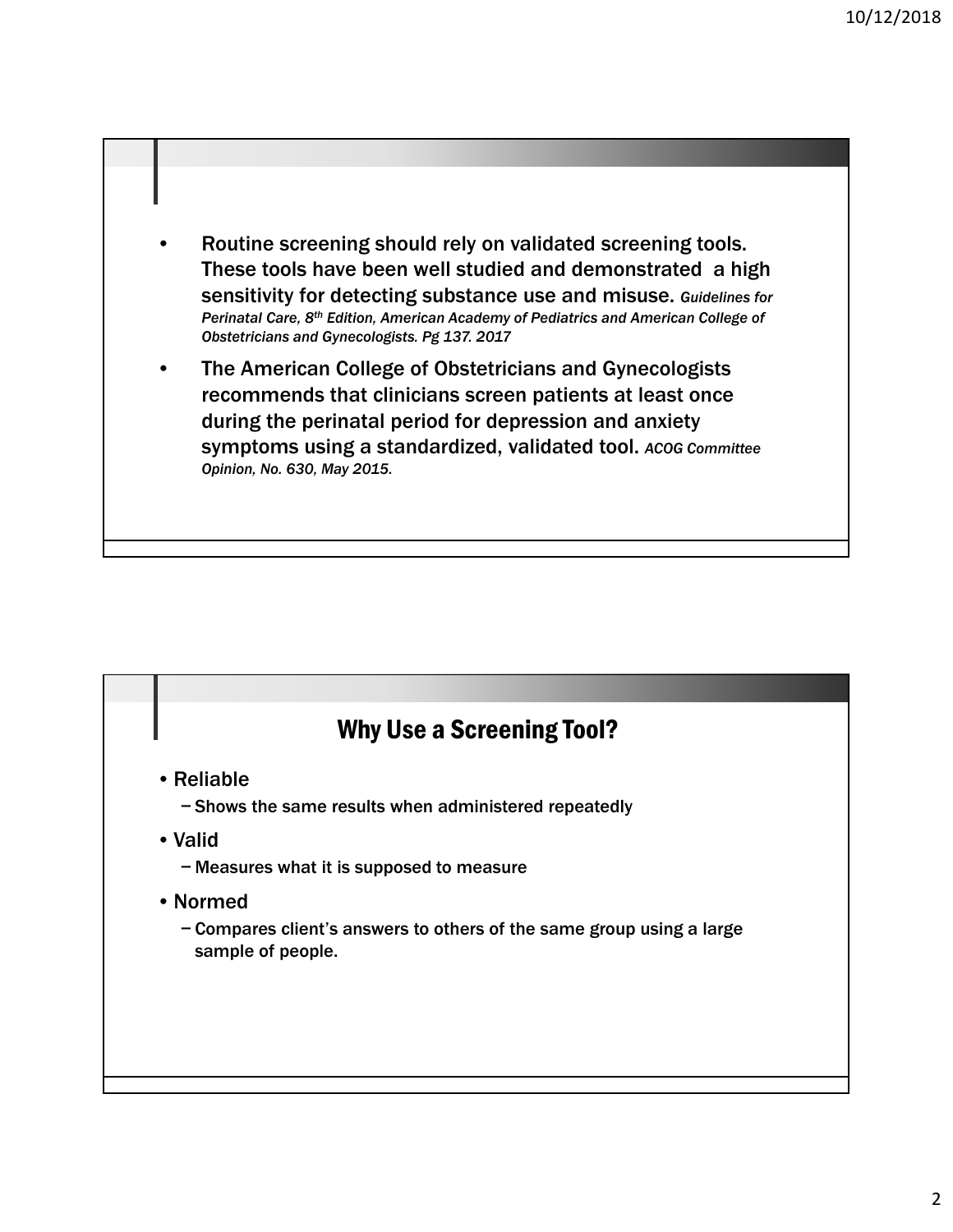- Routine screening should rely on validated screening tools. These tools have been well studied and demonstrated a high sensitivity for detecting substance use and misuse. *Guidelines for Perinatal Care, 8th Edition, American Academy of Pediatrics and American College of Obstetricians and Gynecologists. Pg 137. 2017*
- The American College of Obstetricians and Gynecologists recommends that clinicians screen patients at least once during the perinatal period for depression and anxiety symptoms using a standardized, validated tool. *ACOG Committee Opinion, No. 630, May 2015.*

## Why Use a Screening Tool?

- Reliable
  - Shows the same results when administered repeatedly
- Valid
  - Measures what it is supposed to measure
- Normed
  - Compares client's answers to others of the same group using a large sample of people.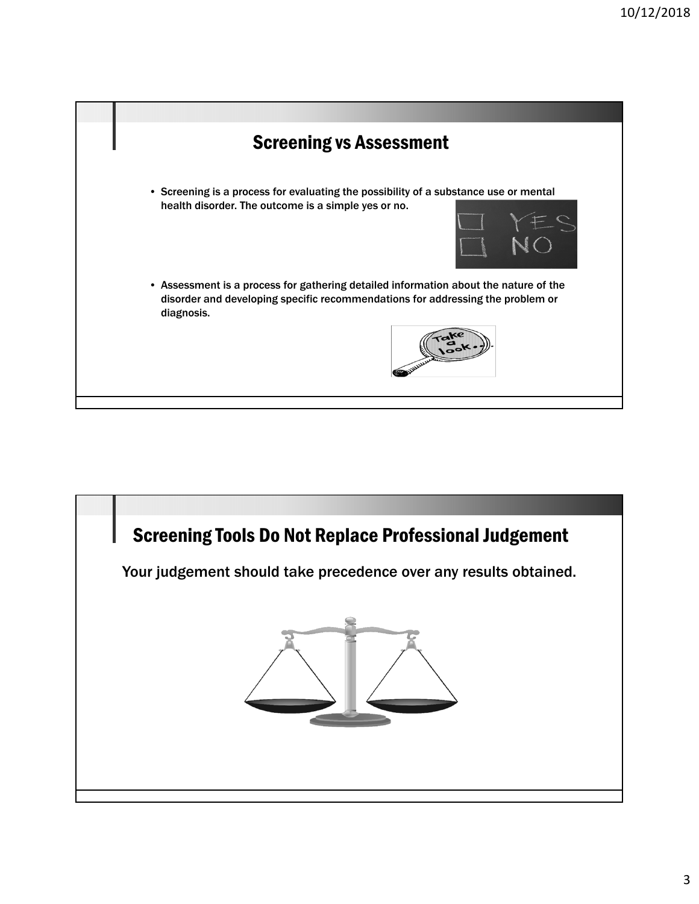## Screening vs Assessment

- Screening is a process for evaluating the possibility of a substance use or mental health disorder. The outcome is a simple yes or no.
- Assessment is a process for gathering detailed information about the nature of the disorder and developing specific recommendations for addressing the problem or diagnosis.

## Screening Tools Do Not Replace Professional Judgement

Your judgement should take precedence over any results obtained.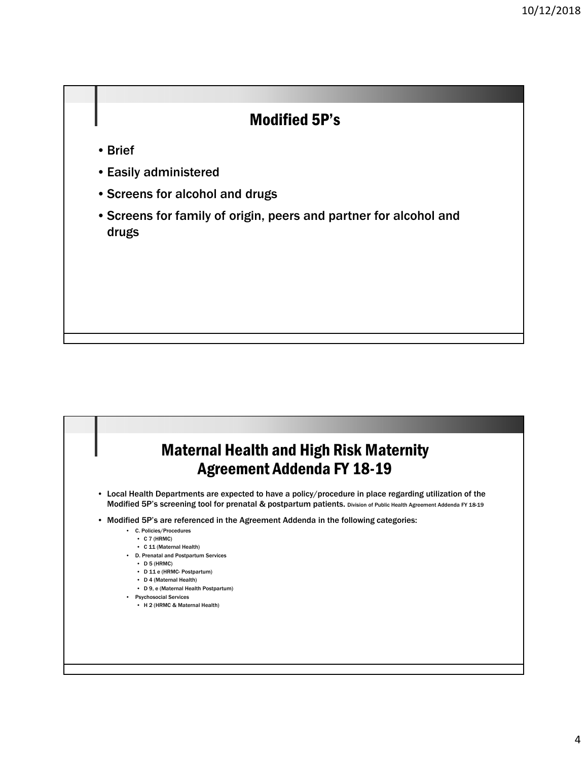## Modified 5P's

- Brief
- Easily administered
- Screens for alcohol and drugs
- Screens for family of origin, peers and partner for alcohol and drugs

## Maternal Health and High Risk Maternity Agreement Addenda FY 18-19

- Local Health Departments are expected to have a policy/procedure in place regarding utilization of the Modified 5P's screening tool for prenatal & postpartum patients. Division of Public Health Agreement Addenda FY 18-19
- Modified 5P's are referenced in the Agreement Addenda in the following categories:
  - C. Policies/Procedures
    - C 7 (HRMC)
    - C 11 (Maternal Health)
  - D. Prenatal and Postpartum Services
    - D 5 (HRMC)
    - D 11 e (HRMC- Postpartum)
    - D 4 (Maternal Health)
    - D 9, e (Maternal Health Postpartum)
  - Psychosocial Services
    - H 2 (HRMC & Maternal Health)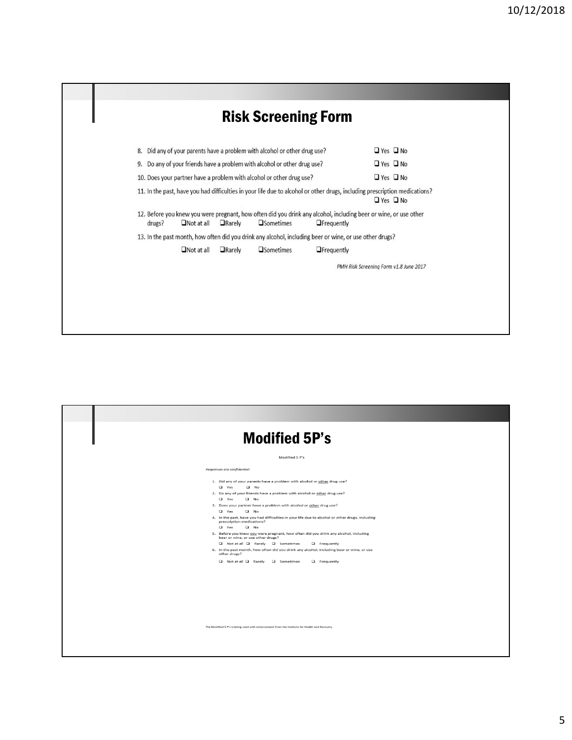# Risk Screening Form

8. Did any of your parents have a problem with alcohol or other drug use? ❑ Yes ❑ No
9. Do any of your friends have a problem with alcohol or other drug use? ❑ Yes ❑ No
10. Does your partner have a problem with alcohol or other drug use? ❑ Yes ❑ No
11. In the past, have you had difficulties in your life due to alcohol or other drugs, including prescription medications? ❑ Yes ❑ No
12. Before you knew you were pregnant, how often did you drink any alcohol, including beer or wine, or use other drugs? ❑Not at all ❑Rarely ❑Sometimes ❑Frequently
13. In the past month, how often did you drink any alcohol, including beer or wine, or use other drugs?

    ❑Not at all ❑Rarely ❑Sometimes ❑Frequently

*PMH Risk Screening Form v1.8 June 2017*

# Modified 5P's

Modified 5 P's

*Responses are confidential.*

1. Did any of your parents have a problem with alcohol or other drug use?
   ❑ Yes ❑ No
2. Do any of your friends have a problem with alcohol or other drug use?
   ❑ Yes ❑ No
3. Does your partner have a problem with alcohol or other drug use?
   ❑ Yes ❑ No
4. In the past, have you had difficulties in your life due to alcohol or other drugs, including prescription medications?
   ❑ Yes ❑ No
5. Before you knew you were pregnant, how often did you drink any alcohol, including beer or wine, or use other drugs?
   ❑ Not at all ❑ Rarely ❑ Sometimes ❑ Frequently
6. In the past month, how often did you drink any alcohol, including beer or wine, or use other drugs?
   ❑ Not at all ❑ Rarely ❑ Sometimes ❑ Frequently

The Modified 5 P's is being used with endorsement from the Institute for Health and Recovery.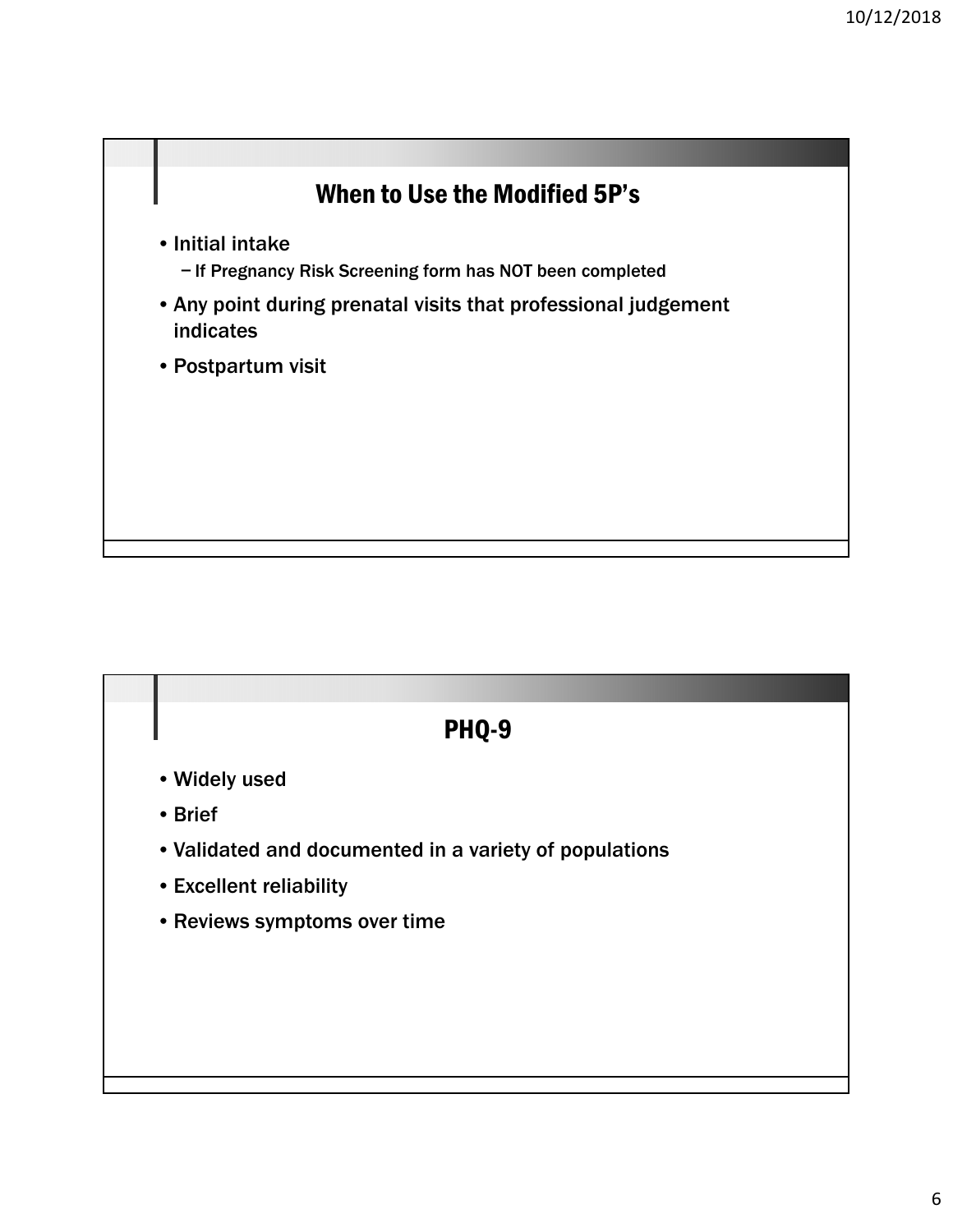## When to Use the Modified 5P's

- Initial intake
  - If Pregnancy Risk Screening form has NOT been completed
- Any point during prenatal visits that professional judgement indicates
- Postpartum visit

## PHQ-9

- Widely used
- Brief
- Validated and documented in a variety of populations
- Excellent reliability
- Reviews symptoms over time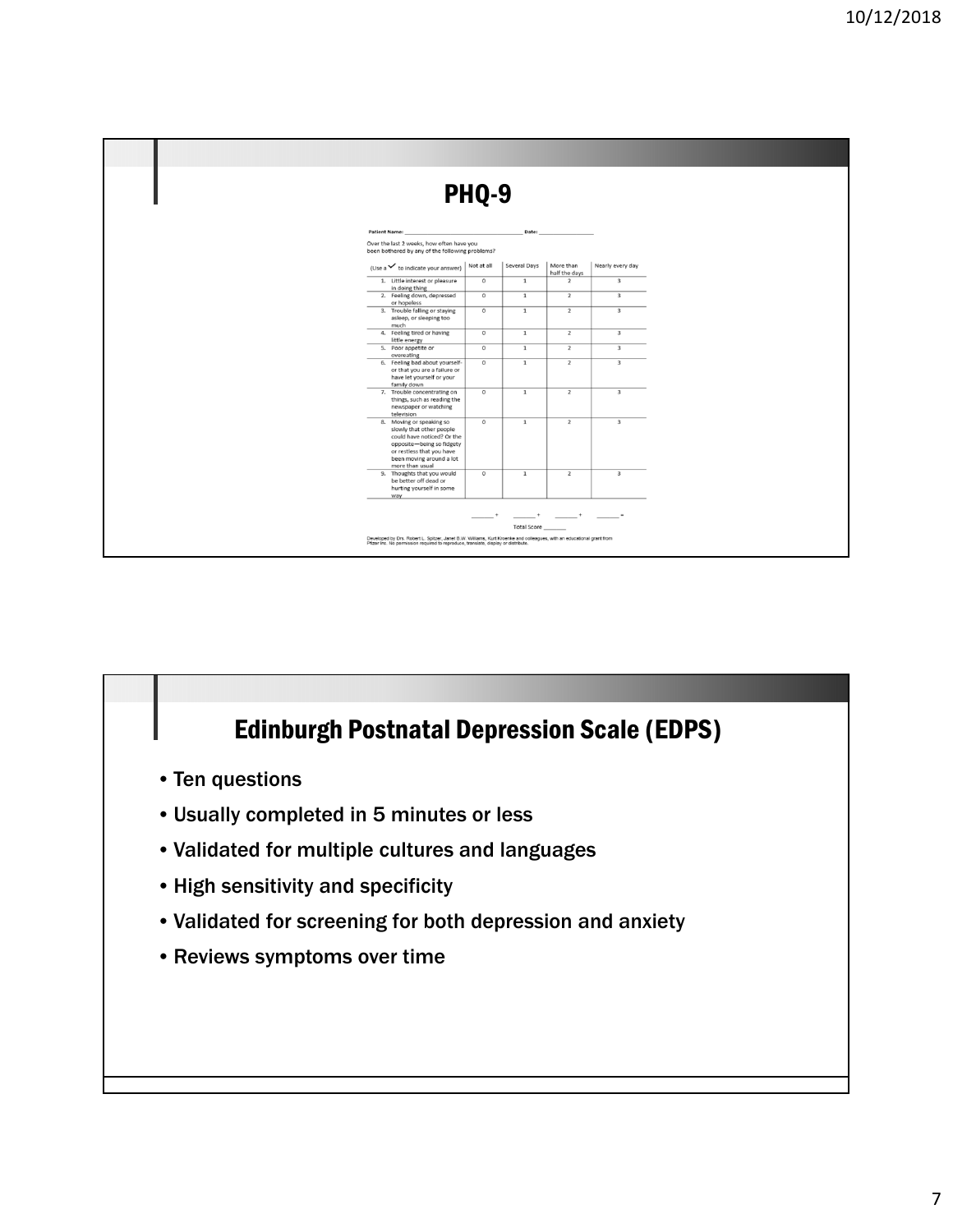# PHQ-9

Patient Name: ______________________ Date: ____________

Over the last 2 weeks, how often have you been bothered by any of the following problems?

| (Use a ✓ to indicate your answer) | Not at all | Several Days | More than half the days | Nearly every day |
|---|---|---|---|---|
| 1. Little interest or pleasure in doing thing | 0 | 1 | 2 | 3 |
| 2. Feeling down, depressed or hopeless | 0 | 1 | 2 | 3 |
| 3. Trouble falling or staying asleep, or sleeping too much | 0 | 1 | 2 | 3 |
| 4. Feeling tired or having little energy | 0 | 1 | 2 | 3 |
| 5. Poor appetite or overeating | 0 | 1 | 2 | 3 |
| 6. Feeling bad about yourself-or that you are a failure or have let yourself or your family down | 0 | 1 | 2 | 3 |
| 7. Trouble concentrating on things, such as reading the newspaper or watching television | 0 | 1 | 2 | 3 |
| 8. Moving or speaking so slowly that other people could have noticed? Or the opposite—being so fidgety or restless that you have been moving around a lot more than usual | 0 | 1 | 2 | 3 |
| 9. Thoughts that you would be better off dead or hurting yourself in some way | 0 | 1 | 2 | 3 |
| | _____ + | _____ + | _____ + | _____ = |

Total Score _____

Developed by Drs. Robert L. Spitzer, Janet B.W. Williams, Kurt Kroenke and colleagues, with an educational grant from Pfizer Inc. No permission required to reproduce, translate, display or distribute.

# Edinburgh Postnatal Depression Scale (EDPS)

- Ten questions
- Usually completed in 5 minutes or less
- Validated for multiple cultures and languages
- High sensitivity and specificity
- Validated for screening for both depression and anxiety
- Reviews symptoms over time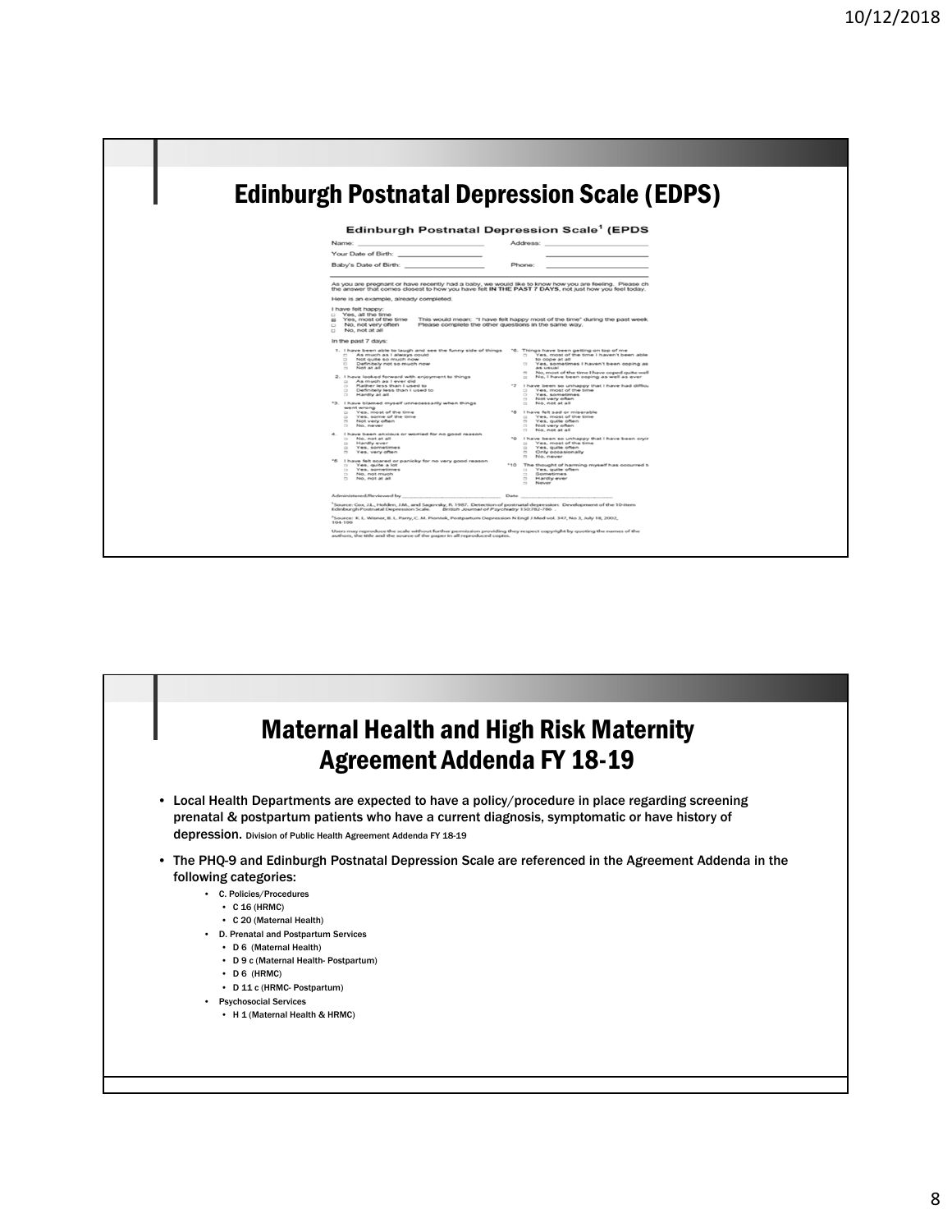## Edinburgh Postnatal Depression Scale (EDPS)

### Edinburgh Postnatal Depression Scale[1] (EPDS

Name: ______________________ Address: ______________________

Your Date of Birth: ______________________

Baby's Date of Birth: ______________________ Phone: ______________________

As you are pregnant or have recently had a baby, we would like to know how you are feeling. Please ch the answer that comes closest to how you have felt **IN THE PAST 7 DAYS**, not just how you feel today.

Here is an example, already completed.

I have felt happy:
- Yes, all the time
- Yes, most of the time — This would mean: "I have felt happy most of the time" during the past week. Please complete the other questions in the same way.
- No, not very often
- No, not at all

In the past 7 days:

1. I have been able to laugh and see the funny side of things
   - As much as I always could
   - Not quite so much now
   - Definitely not so much now
   - Not at all
2. I have looked forward with enjoyment to things
   - As much as I ever did
   - Rather less than I used to
   - Definitely less than I used to
   - Hardly at all

*3. I have blamed myself unnecessarily when things went wrong
   - Yes, most of the time
   - Yes, some of the time
   - Not very often
   - No, never

4. I have been anxious or worried for no good reason
   - No, not at all
   - Hardly ever
   - Yes, sometimes
   - Yes, very often

*5 I have felt scared or panicky for no very good reason
   - Yes, quite a lot
   - Yes, sometimes
   - No, not much
   - No, not at all

*6. Things have been getting on top of me
   - Yes, most of the time I haven't been able to cope at all
   - Yes, sometimes I haven't been coping as well as usual
   - No, most of the time I have coped quite well
   - No, I have been coping as well as ever

*7 I have been so unhappy that I have had difficu
   - Yes, most of the time
   - Yes, sometimes
   - Not very often
   - No, not at all

*8 I have felt sad or miserable
   - Yes, most of the time
   - Yes, quite often
   - Not very often
   - No, not at all

*9 I have been so unhappy that I have been cryir
   - Yes, most of the time
   - Yes, quite often
   - Only occasionally
   - No, never

*10 The thought of harming myself has occurred t
   - Yes, quite often
   - Sometimes
   - Hardly ever
   - Never

Administered/Reviewed by ______________________ Date ______________________

[1]Source: Cox, J.L., Holden, J.M., and Sagovsky, R. 1987. Detection of postnatal depression: Development of the 10-item Edinburgh Postnatal Depression Scale. *British Journal of Psychiatry* 150:782-786 .

[2]Source: K. L. Wisner, B. L. Parry, C. M. Piontek, Postpartum Depression N Engl J Med vol. 347, No 3, July 18, 2002, 194-199

Users may reproduce the scale without further permission providing they respect copyright by quoting the names of the authors, the title and the source of the paper in all reproduced copies.

## Maternal Health and High Risk Maternity Agreement Addenda FY 18-19

- Local Health Departments are expected to have a policy/procedure in place regarding screening prenatal & postpartum patients who have a current diagnosis, symptomatic or have history of depression. Division of Public Health Agreement Addenda FY 18-19
- The PHQ-9 and Edinburgh Postnatal Depression Scale are referenced in the Agreement Addenda in the following categories:
  - C. Policies/Procedures
    - C 16 (HRMC)
    - C 20 (Maternal Health)
  - D. Prenatal and Postpartum Services
    - D 6 (Maternal Health)
    - D 9 c (Maternal Health- Postpartum)
    - D 6 (HRMC)
    - D 11 c (HRMC- Postpartum)
  - Psychosocial Services
    - H 1 (Maternal Health & HRMC)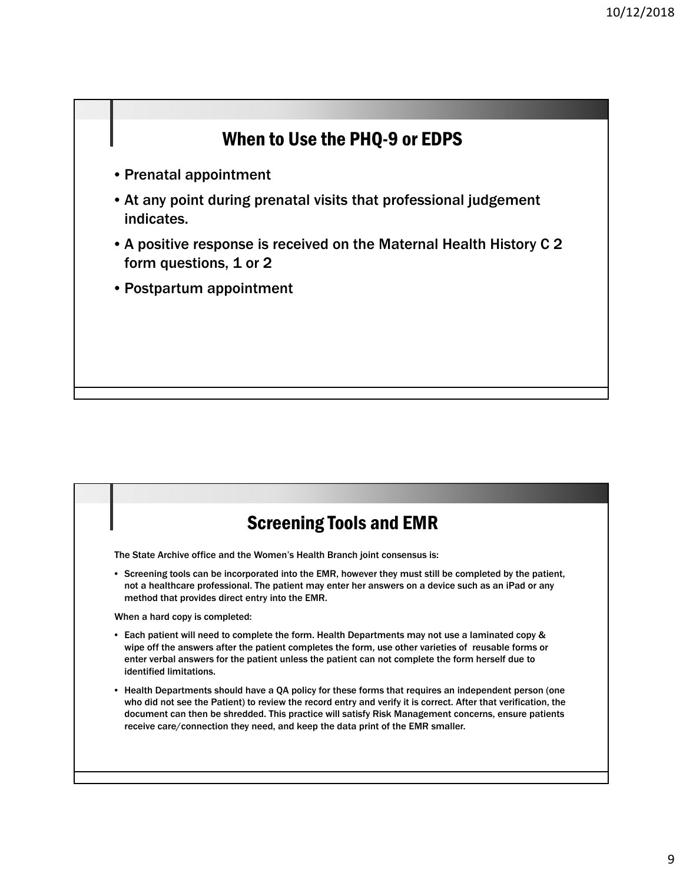## When to Use the PHQ-9 or EDPS

- Prenatal appointment
- At any point during prenatal visits that professional judgement indicates.
- A positive response is received on the Maternal Health History C 2 form questions, 1 or 2
- Postpartum appointment

## Screening Tools and EMR

The State Archive office and the Women's Health Branch joint consensus is:

- Screening tools can be incorporated into the EMR, however they must still be completed by the patient, not a healthcare professional. The patient may enter her answers on a device such as an iPad or any method that provides direct entry into the EMR.

When a hard copy is completed:

- Each patient will need to complete the form. Health Departments may not use a laminated copy & wipe off the answers after the patient completes the form, use other varieties of reusable forms or enter verbal answers for the patient unless the patient can not complete the form herself due to identified limitations.
- Health Departments should have a QA policy for these forms that requires an independent person (one who did not see the Patient) to review the record entry and verify it is correct. After that verification, the document can then be shredded. This practice will satisfy Risk Management concerns, ensure patients receive care/connection they need, and keep the data print of the EMR smaller.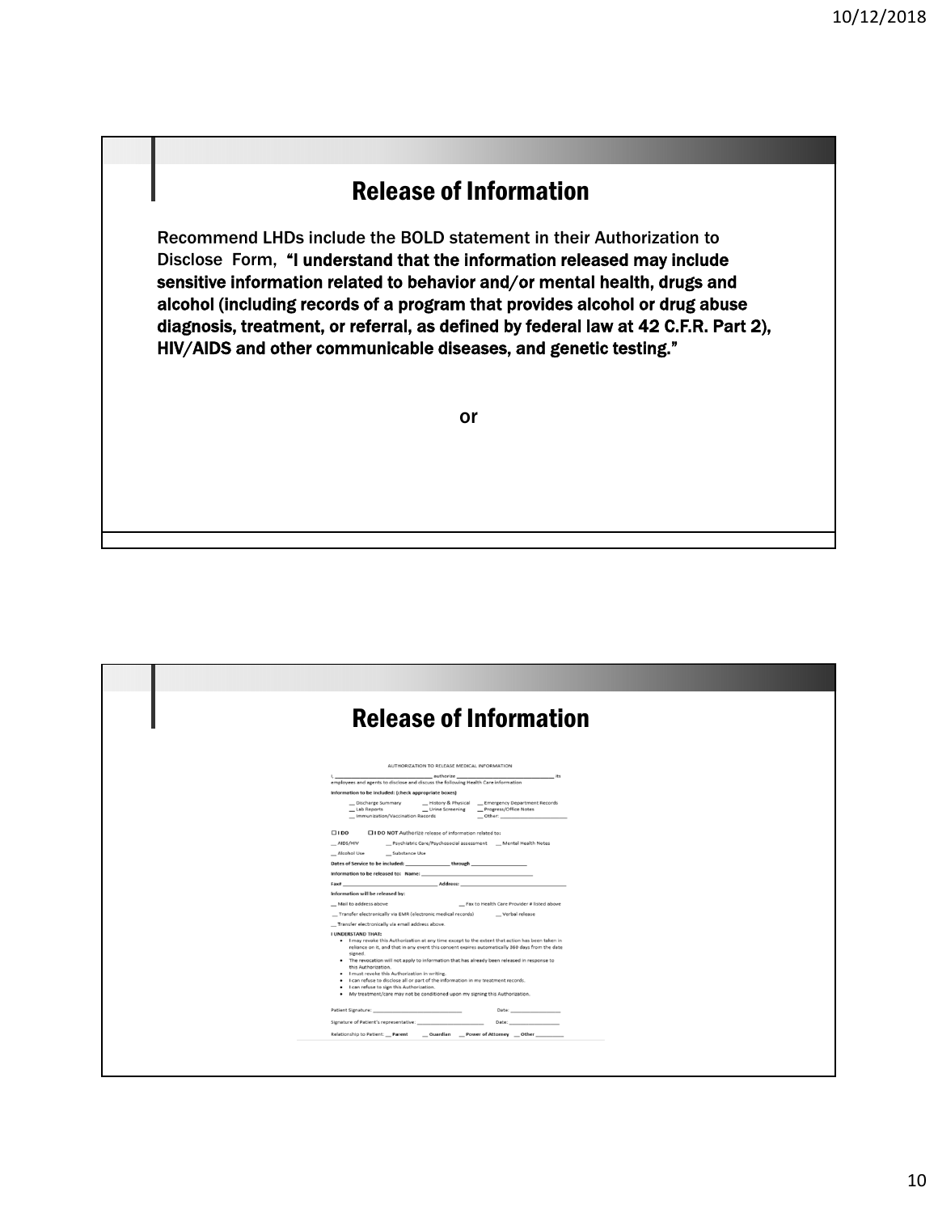# Release of Information

Recommend LHDs include the BOLD statement in their Authorization to Disclose Form, **"I understand that the information released may include sensitive information related to behavior and/or mental health, drugs and alcohol (including records of a program that provides alcohol or drug abuse diagnosis, treatment, or referral, as defined by federal law at 42 C.F.R. Part 2), HIV/AIDS and other communicable diseases, and genetic testing."**

or

# Release of Information

AUTHORIZATION TO RELEASE MEDICAL INFORMATION

I, ______________________________ authorize ______________________________ its employees and agents to disclose and discuss the following Health Care Information

**Information to be included: (check appropriate boxes)**

__ Discharge Summary __ History & Physical __ Emergency Department Records
__ Lab Reports __ Urine Screening __ Progress/Office Notes
__ Immunization/Vaccination Records __ Other: ____________________

☐ I DO ☐ **I DO NOT** Authorize release of information related to:

__ AIDS/HIV __ Psychiatric Care/Psychosocial assessment __ Mental Health Notes

__ Alcohol Use __ Substance Use

**Dates of Service to be included:** ______________ **through** ______________

**Information to be released to: Name:** ______________________________

**Fax#** ______________________________ **Address:** ______________________________

**Information will be released by:**

__ Mail to address above __ Fax to Health Care Provider # listed above

__ Transfer electronically via EMR (electronic medical records) __ Verbal release

__ Transfer electronically via email address above.

**I UNDERSTAND THAT:**

- I may revoke this Authorization at any time except to the extent that action has been taken in reliance on it, and that in any event this consent expires automatically 360 days from the date signed.
- The revocation will not apply to information that has already been released in response to this Authorization.
- I must revoke this Authorization in writing.
- I can refuse to disclose all or part of the information in my treatment records.
- I can refuse to sign this Authorization.
- My treatment/care may not be conditioned upon my signing this Authorization.

Patient Signature: ______________________________ Date: ______________

Signature of Patient's representative: ______________________ Date: ______________

Relationship to Patient: __ **Parent** __ **Guardian** __ **Power of Attorney** __ **Other** ________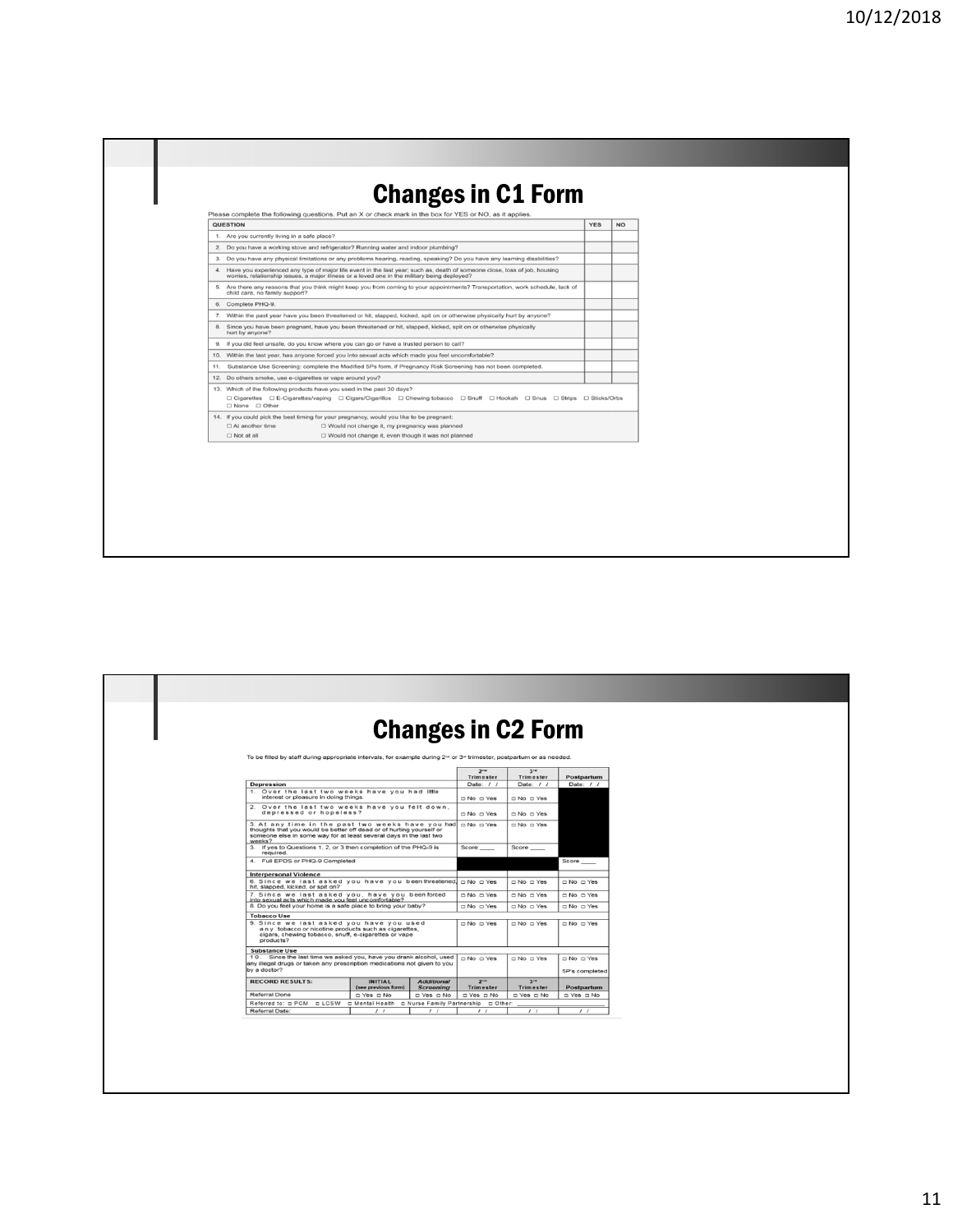# Changes in C1 Form

Please complete the following questions. Put an X or check mark in the box for YES or NO, as it applies.

| QUESTION | YES | NO |
|---|---|---|
| 1. Are you currently living in a safe place? | | |
| 2. Do you have a working stove and refrigerator? Running water and indoor plumbing? | | |
| 3. Do you have any physical limitations or any problems hearing, reading, speaking? Do you have any learning disabilities? | | |
| 4. Have you experienced any type of major life event in the last year; such as, death of someone close, loss of job, housing worries, relationship issues, a major illness or a loved one in the military being deployed? | | |
| 5. Are there any reasons that you think might keep you from coming to your appointments? Transportation, work schedule, lack of child care, no family support? | | |
| 6. Complete PHQ-9. | | |
| 7. Within the past year have you been threatened or hit, slapped, kicked, spit on or otherwise physically hurt by anyone? | | |
| 8. Since you have been pregnant, have you been threatened or hit, slapped, kicked, spit on or otherwise physically hurt by anyone? | | |
| 9. If you did feel unsafe, do you know where you can go or have a trusted person to call? | | |
| 10. Within the last year, has anyone forced you into sexual acts which made you feel uncomfortable? | | |
| 11. Substance Use Screening: complete the Modified 5Ps form, if Pregnancy Risk Screening has not been completed. | | |
| 12. Do others smoke, use e-cigarettes or vape around you? | | |
| 13. Which of the following products have you used in the past 30 days? ☐ Cigarettes ☐ E-Cigarettes/vaping ☐ Cigars/Cigarillos ☐ Chewing tobacco ☐ Snuff ☐ Hookah ☐ Snus ☐ Strips ☐ Sticks/Orbs ☐ None ☐ Other | | |
| 14. If you could pick the best timing for your pregnancy, would you like to be pregnant: ☐ At another time ☐ Would not change it, my pregnancy was planned ☐ Not at all ☐ Would not change it, even though it was not planned | | |

# Changes in C2 Form

To be filled by staff during appropriate intervals, for example during 2nd or 3rd trimester, postpartum or as needed.

| | 2nd Trimester | 3rd Trimester | Postpartum |
|---|---|---|---|
| **Depression** | Date: / / | Date: / / | Date: / / |
| 1. Over the last two weeks have you had little interest or pleasure in doing things. | ☐ No ☐ Yes | ☐ No ☐ Yes | |
| 2. Over the last two weeks have you felt down, depressed or hopeless? | ☐ No ☐ Yes | ☐ No ☐ Yes | |
| 3. At any time in the past two weeks have you had thoughts that you would be better off dead or of hurting yourself or someone else in some way for at least several days in the last two weeks? | ☐ No ☐ Yes | ☐ No ☐ Yes | |
| 3. If yes to Questions 1, 2, or 3 then completion of the PHQ-9 is required. | Score ____ | Score ____ | |
| 4. Full EPDS or PHQ-9 Completed | | | Score ____ |
| **Interpersonal Violence** | | | |
| 6. Since we last asked you have you been threatened, hit, slapped, kicked, or spit on? | ☐ No ☐ Yes | ☐ No ☐ Yes | ☐ No ☐ Yes |
| 7. Since we last asked you, have you been forced into sexual acts which made you feel uncomfortable? | ☐ No ☐ Yes | ☐ No ☐ Yes | ☐ No ☐ Yes |
| 8. Do you feel your home is a safe place to bring your baby? | ☐ No ☐ Yes | ☐ No ☐ Yes | ☐ No ☐ Yes |
| **Tobacco Use** | | | |
| 9. Since we last asked you have you used any tobacco or nicotine products such as cigarettes, cigars, chewing tobacco, snuff, e-cigarettes or vape products? | ☐ No ☐ Yes | ☐ No ☐ Yes | ☐ No ☐ Yes |
| **Substance Use** | | | |
| 10. Since the last time we asked you, have you drank alcohol, used any illegal drugs or taken any prescription medications not given to you by a doctor? | ☐ No ☐ Yes | ☐ No ☐ Yes | ☐ No ☐ Yes 5P's completed |

| RECORD RESULTS: | INITIAL (see previous form) | Additional Screening | 2nd Trimester | 3rd Trimester | Postpartum |
|---|---|---|---|---|---|
| Referral Done | ☐ Yes ☐ No | ☐ Yes ☐ No | ☐ Yes ☐ No | ☐ Yes ☐ No | ☐ Yes ☐ No |
| Referred to: ☐ PCM ☐ LCSW ☐ Mental Health ☐ Nurse Family Partnership ☐ Other: | | | | | |
| Referral Date: | / / | / / | / / | / / | / / |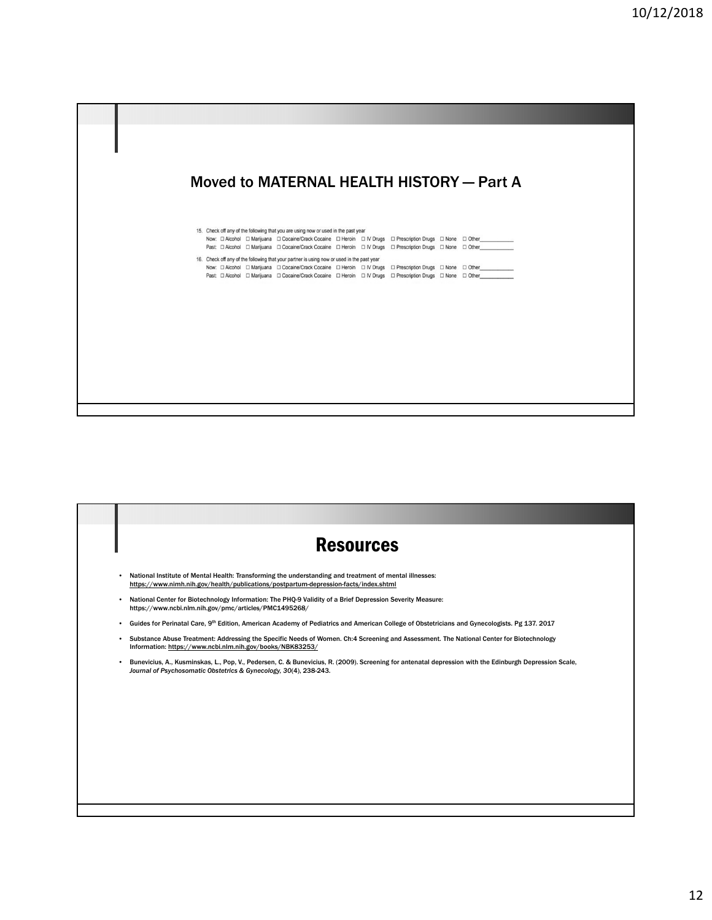## Moved to MATERNAL HEALTH HISTORY — Part A

15. Check off any of the following that you are using now or used in the past year
    Now: ☐ Alcohol ☐ Marijuana ☐ Cocaine/Crack Cocaine ☐ Heroin ☐ IV Drugs ☐ Prescription Drugs ☐ None ☐ Other___________
    Past: ☐ Alcohol ☐ Marijuana ☐ Cocaine/Crack Cocaine ☐ Heroin ☐ IV Drugs ☐ Prescription Drugs ☐ None ☐ Other___________

16. Check off any of the following that your partner is using now or used in the past year
    Now: ☐ Alcohol ☐ Marijuana ☐ Cocaine/Crack Cocaine ☐ Heroin ☐ IV Drugs ☐ Prescription Drugs ☐ None ☐ Other___________
    Past: ☐ Alcohol ☐ Marijuana ☐ Cocaine/Crack Cocaine ☐ Heroin ☐ IV Drugs ☐ Prescription Drugs ☐ None ☐ Other___________

## Resources

- National Institute of Mental Health: Transforming the understanding and treatment of mental illnesses: https://www.nimh.nih.gov/health/publications/postpartum-depression-facts/index.shtml
- National Center for Biotechnology Information: The PHQ-9 Validity of a Brief Depression Severity Measure: https://www.ncbi.nlm.nih.gov/pmc/articles/PMC1495268/
- Guides for Perinatal Care, 9th Edition, American Academy of Pediatrics and American College of Obstetricians and Gynecologists. Pg 137. 2017
- Substance Abuse Treatment: Addressing the Specific Needs of Women. Ch:4 Screening and Assessment. The National Center for Biotechnology Information: https://www.ncbi.nlm.nih.gov/books/NBK83253/
- Bunevicius, A., Kusminskas, L., Pop, V., Pedersen, C. & Bunevicius, R. (2009). Screening for antenatal depression with the Edinburgh Depression Scale, *Journal of Psychosomatic Obstetrics & Gynecology, 30*(4), 238-243.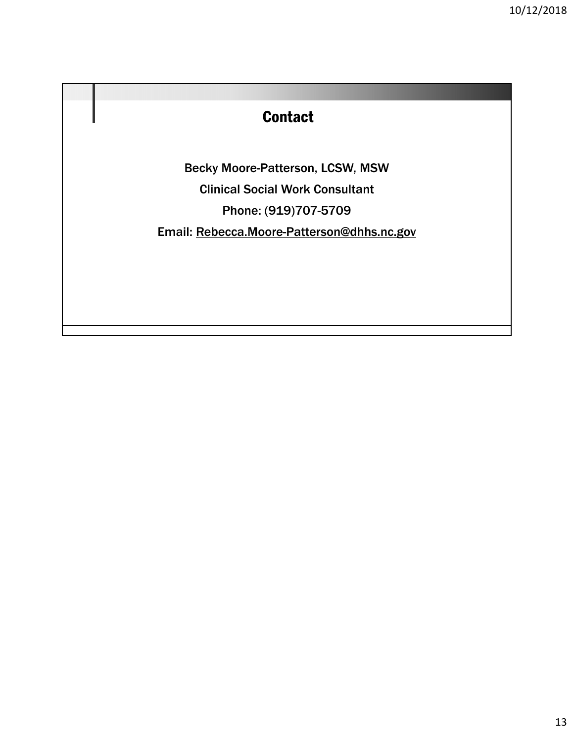## Contact

Becky Moore-Patterson, LCSW, MSW

Clinical Social Work Consultant

Phone: (919)707-5709

Email: Rebecca.Moore-Patterson@dhhs.nc.gov